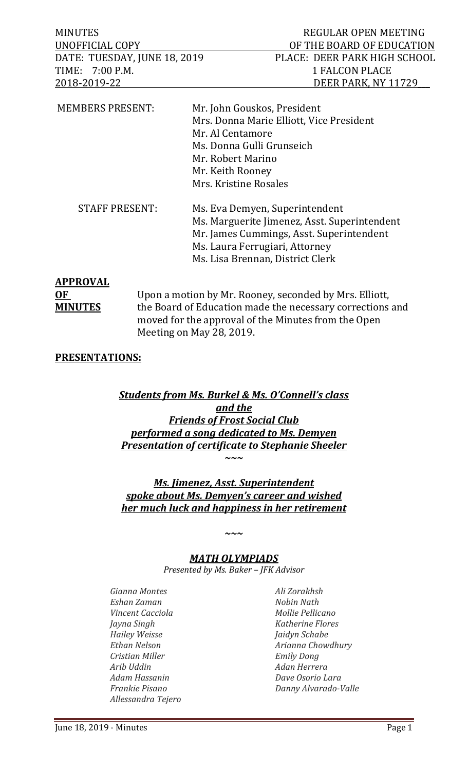MINUTES | REGULAR OPEN MEETING
UNOFFICIAL COPY | OF THE BOARD OF EDUCATION
DATE: TUESDAY, JUNE 18, 2019 | PLACE: DEER PARK HIGH SCHOOL
TIME: 7:00 P.M. | 1 FALCON PLACE
2018-2019-22 | DEER PARK, NY 11729

MEMBERS PRESENT:
- Mr. John Gouskos, President
- Mrs. Donna Marie Elliott, Vice President
- Mr. Al Centamore
- Ms. Donna Gulli Grunseich
- Mr. Robert Marino
- Mr. Keith Rooney
- Mrs. Kristine Rosales

STAFF PRESENT:
- Ms. Eva Demyen, Superintendent
- Ms. Marguerite Jimenez, Asst. Superintendent
- Mr. James Cummings, Asst. Superintendent
- Ms. Laura Ferrugiari, Attorney
- Ms. Lisa Brennan, District Clerk

**APPROVAL OF MINUTES**

Upon a motion by Mr. Rooney, seconded by Mrs. Elliott, the Board of Education made the necessary corrections and moved for the approval of the Minutes from the Open Meeting on May 28, 2019.

**PRESENTATIONS:**

***Students from Ms. Burkel & Ms. O'Connell's class and the Friends of Frost Social Club performed a song dedicated to Ms. Demyen Presentation of certificate to Stephanie Sheeler***

~~~

***Ms. Jimenez, Asst. Superintendent spoke about Ms. Demyen's career and wished her much luck and happiness in her retirement***

~~~

***MATH OLYMPIADS***

*Presented by Ms. Baker – JFK Advisor*

*Gianna Montes*
*Eshan Zaman*
*Vincent Cacciola*
*Jayna Singh*
*Hailey Weisse*
*Ethan Nelson*
*Cristian Miller*
*Arib Uddin*
*Adam Hassanin*
*Frankie Pisano*
*Allessandra Tejero*
*Ali Zorakhsh*
*Nobin Nath*
*Mollie Pellicano*
*Katherine Flores*
*Jaidyn Schabe*
*Arianna Chowdhury*
*Emily Dong*
*Adan Herrera*
*Dave Osorio Lara*
*Danny Alvarado-Valle*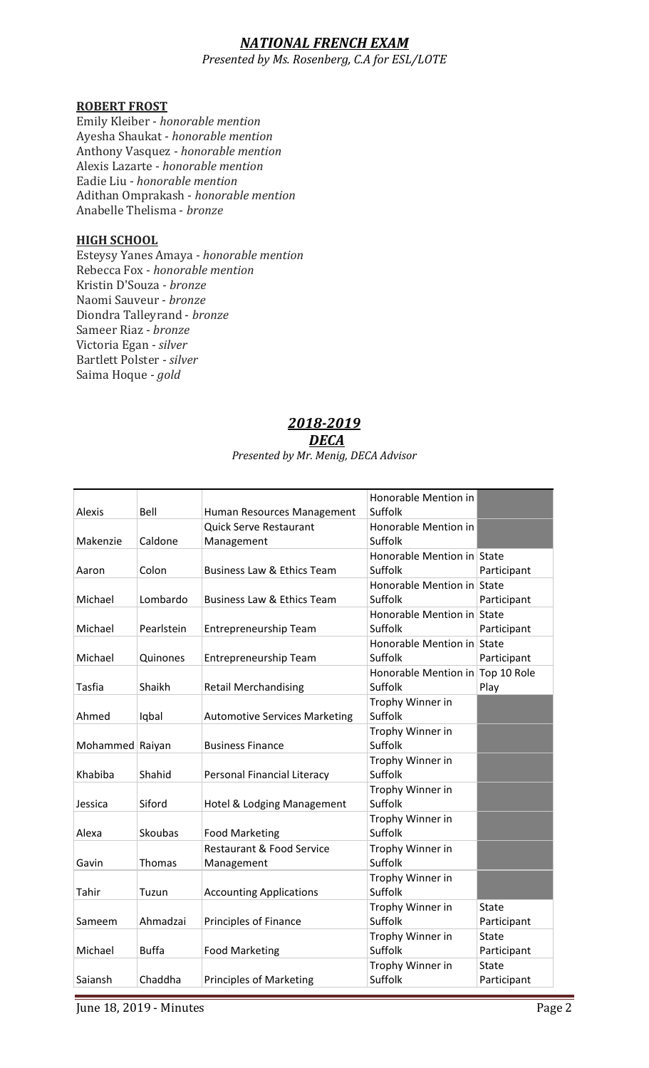## ***NATIONAL FRENCH EXAM***

*Presented by Ms. Rosenberg, C.A for ESL/LOTE*

**ROBERT FROST**

Emily Kleiber - *honorable mention*
Ayesha Shaukat - *honorable mention*
Anthony Vasquez - *honorable mention*
Alexis Lazarte - *honorable mention*
Eadie Liu - *honorable mention*
Adithan Omprakash - *honorable mention*
Anabelle Thelisma - *bronze*

**HIGH SCHOOL**

Esteysy Yanes Amaya - *honorable mention*
Rebecca Fox - *honorable mention*
Kristin D'Souza - *bronze*
Naomi Sauveur - *bronze*
Diondra Talleyrand - *bronze*
Sameer Riaz - *bronze*
Victoria Egan - *silver*
Bartlett Polster - *silver*
Saima Hoque - *gold*

## ***2018-2019***
## ***DECA***

*Presented by Mr. Menig, DECA Advisor*

| | | | | |
|---|---|---|---|---|
| Alexis | Bell | Human Resources Management | Honorable Mention in Suffolk | |
| Makenzie | Caldone | Quick Serve Restaurant Management | Honorable Mention in Suffolk | |
| Aaron | Colon | Business Law & Ethics Team | Honorable Mention in Suffolk | State Participant |
| Michael | Lombardo | Business Law & Ethics Team | Honorable Mention in Suffolk | State Participant |
| Michael | Pearlstein | Entrepreneurship Team | Honorable Mention in Suffolk | State Participant |
| Michael | Quinones | Entrepreneurship Team | Honorable Mention in Suffolk | State Participant |
| Tasfia | Shaikh | Retail Merchandising | Honorable Mention in Suffolk | Top 10 Role Play |
| Ahmed | Iqbal | Automotive Services Marketing | Trophy Winner in Suffolk | |
| Mohammed | Raiyan | Business Finance | Trophy Winner in Suffolk | |
| Khabiba | Shahid | Personal Financial Literacy | Trophy Winner in Suffolk | |
| Jessica | Siford | Hotel & Lodging Management | Trophy Winner in Suffolk | |
| Alexa | Skoubas | Food Marketing | Trophy Winner in Suffolk | |
| Gavin | Thomas | Restaurant & Food Service Management | Trophy Winner in Suffolk | |
| Tahir | Tuzun | Accounting Applications | Trophy Winner in Suffolk | |
| Sameem | Ahmadzai | Principles of Finance | Trophy Winner in Suffolk | State Participant |
| Michael | Buffa | Food Marketing | Trophy Winner in Suffolk | State Participant |
| Saiansh | Chaddha | Principles of Marketing | Trophy Winner in Suffolk | State Participant |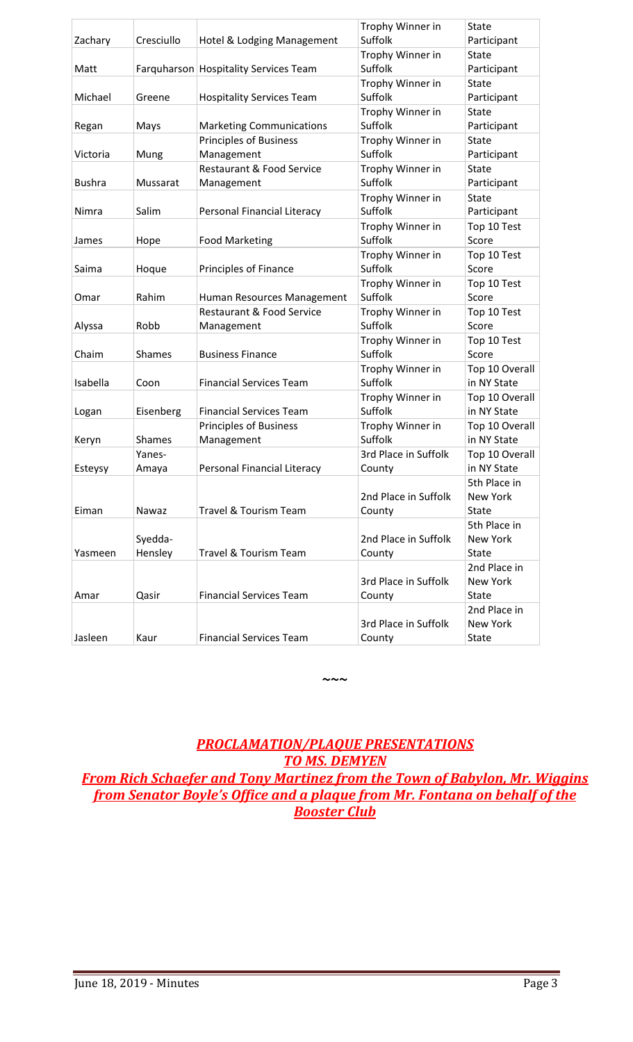| | | | | |
|---|---|---|---|---|
| Zachary | Cresciullo | Hotel & Lodging Management | Trophy Winner in Suffolk | State Participant |
| Matt | Farquharson | Hospitality Services Team | Trophy Winner in Suffolk | State Participant |
| Michael | Greene | Hospitality Services Team | Trophy Winner in Suffolk | State Participant |
| Regan | Mays | Marketing Communications | Trophy Winner in Suffolk | State Participant |
| Victoria | Mung | Principles of Business Management | Trophy Winner in Suffolk | State Participant |
| Bushra | Mussarat | Restaurant & Food Service Management | Trophy Winner in Suffolk | State Participant |
| Nimra | Salim | Personal Financial Literacy | Trophy Winner in Suffolk | State Participant |
| James | Hope | Food Marketing | Trophy Winner in Suffolk | Top 10 Test Score |
| Saima | Hoque | Principles of Finance | Trophy Winner in Suffolk | Top 10 Test Score |
| Omar | Rahim | Human Resources Management | Trophy Winner in Suffolk | Top 10 Test Score |
| Alyssa | Robb | Restaurant & Food Service Management | Trophy Winner in Suffolk | Top 10 Test Score |
| Chaim | Shames | Business Finance | Trophy Winner in Suffolk | Top 10 Test Score |
| Isabella | Coon | Financial Services Team | Trophy Winner in Suffolk | Top 10 Overall in NY State |
| Logan | Eisenberg | Financial Services Team | Trophy Winner in Suffolk | Top 10 Overall in NY State |
| Keryn | Shames | Principles of Business Management | Trophy Winner in Suffolk | Top 10 Overall in NY State |
| Esteysy | Yanes-Amaya | Personal Financial Literacy | 3rd Place in Suffolk County | Top 10 Overall in NY State |
| Eiman | Nawaz | Travel & Tourism Team | 2nd Place in Suffolk County | 5th Place in New York State |
| Yasmeen | Syedda-Hensley | Travel & Tourism Team | 2nd Place in Suffolk County | 5th Place in New York State |
| Amar | Qasir | Financial Services Team | 3rd Place in Suffolk County | 2nd Place in New York State |
| Jasleen | Kaur | Financial Services Team | 3rd Place in Suffolk County | 2nd Place in New York State |

~~~

***PROCLAMATION/PLAQUE PRESENTATIONS TO MS. DEMYEN***

***From Rich Schaefer and Tony Martinez from the Town of Babylon, Mr. Wiggins from Senator Boyle's Office and a plaque from Mr. Fontana on behalf of the Booster Club***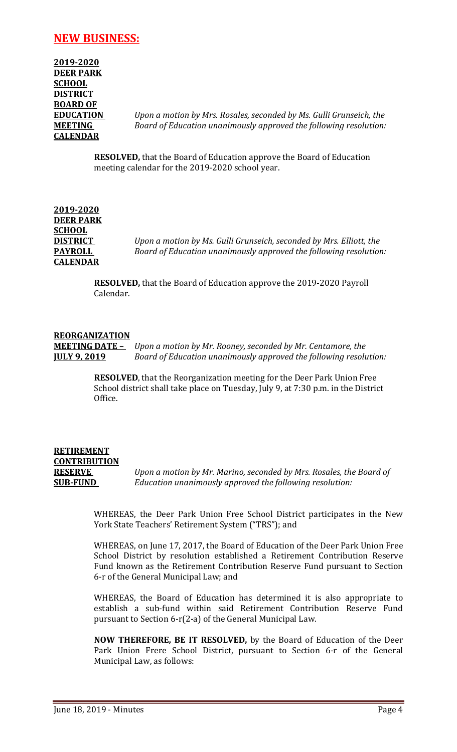## NEW BUSINESS:

**2019-2020 DEER PARK SCHOOL DISTRICT BOARD OF EDUCATION MEETING CALENDAR**

*Upon a motion by Mrs. Rosales, seconded by Ms. Gulli Grunseich, the Board of Education unanimously approved the following resolution:*

**RESOLVED,** that the Board of Education approve the Board of Education meeting calendar for the 2019-2020 school year.

**2019-2020 DEER PARK SCHOOL DISTRICT PAYROLL CALENDAR**

*Upon a motion by Ms. Gulli Grunseich, seconded by Mrs. Elliott, the Board of Education unanimously approved the following resolution:*

**RESOLVED,** that the Board of Education approve the 2019-2020 Payroll Calendar.

**REORGANIZATION MEETING DATE – JULY 9, 2019**

*Upon a motion by Mr. Rooney, seconded by Mr. Centamore, the Board of Education unanimously approved the following resolution:*

**RESOLVED**, that the Reorganization meeting for the Deer Park Union Free School district shall take place on Tuesday, July 9, at 7:30 p.m. in the District Office.

**RETIREMENT CONTRIBUTION RESERVE SUB-FUND**

*Upon a motion by Mr. Marino, seconded by Mrs. Rosales, the Board of Education unanimously approved the following resolution:*

WHEREAS, the Deer Park Union Free School District participates in the New York State Teachers' Retirement System ("TRS"); and

WHEREAS, on June 17, 2017, the Board of Education of the Deer Park Union Free School District by resolution established a Retirement Contribution Reserve Fund known as the Retirement Contribution Reserve Fund pursuant to Section 6-r of the General Municipal Law; and

WHEREAS, the Board of Education has determined it is also appropriate to establish a sub-fund within said Retirement Contribution Reserve Fund pursuant to Section 6-r(2-a) of the General Municipal Law.

**NOW THEREFORE, BE IT RESOLVED,** by the Board of Education of the Deer Park Union Frere School District, pursuant to Section 6-r of the General Municipal Law, as follows: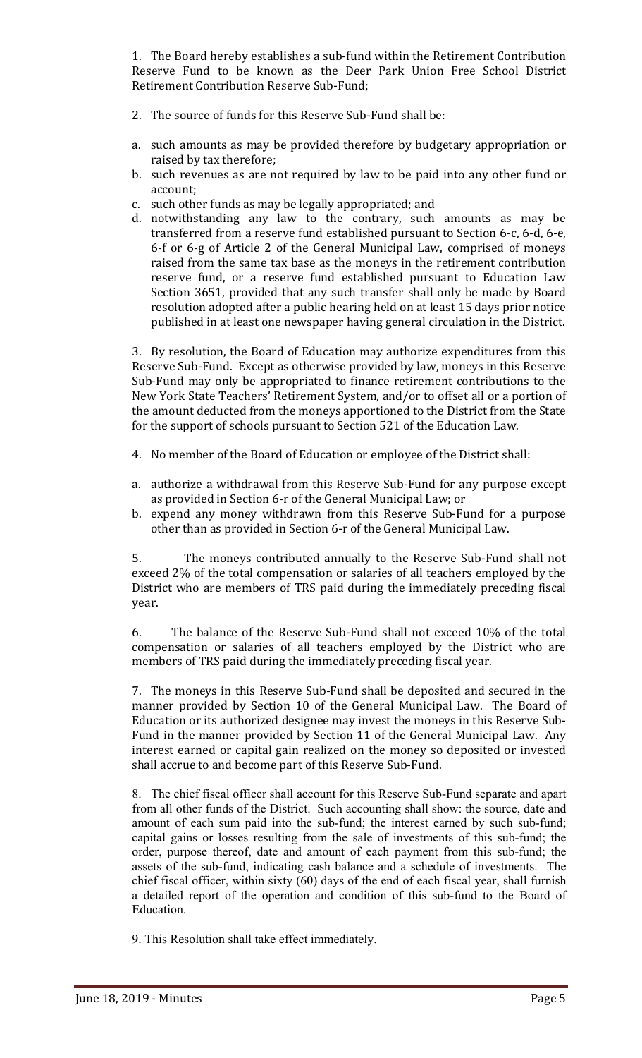1. The Board hereby establishes a sub-fund within the Retirement Contribution Reserve Fund to be known as the Deer Park Union Free School District Retirement Contribution Reserve Sub-Fund;

2. The source of funds for this Reserve Sub-Fund shall be:

a. such amounts as may be provided therefore by budgetary appropriation or raised by tax therefore;
b. such revenues as are not required by law to be paid into any other fund or account;
c. such other funds as may be legally appropriated; and
d. notwithstanding any law to the contrary, such amounts as may be transferred from a reserve fund established pursuant to Section 6-c, 6-d, 6-e, 6-f or 6-g of Article 2 of the General Municipal Law, comprised of moneys raised from the same tax base as the moneys in the retirement contribution reserve fund, or a reserve fund established pursuant to Education Law Section 3651, provided that any such transfer shall only be made by Board resolution adopted after a public hearing held on at least 15 days prior notice published in at least one newspaper having general circulation in the District.

3. By resolution, the Board of Education may authorize expenditures from this Reserve Sub-Fund. Except as otherwise provided by law, moneys in this Reserve Sub-Fund may only be appropriated to finance retirement contributions to the New York State Teachers' Retirement System, and/or to offset all or a portion of the amount deducted from the moneys apportioned to the District from the State for the support of schools pursuant to Section 521 of the Education Law.

4. No member of the Board of Education or employee of the District shall:

a. authorize a withdrawal from this Reserve Sub-Fund for any purpose except as provided in Section 6-r of the General Municipal Law; or
b. expend any money withdrawn from this Reserve Sub-Fund for a purpose other than as provided in Section 6-r of the General Municipal Law.

5. The moneys contributed annually to the Reserve Sub-Fund shall not exceed 2% of the total compensation or salaries of all teachers employed by the District who are members of TRS paid during the immediately preceding fiscal year.

6. The balance of the Reserve Sub-Fund shall not exceed 10% of the total compensation or salaries of all teachers employed by the District who are members of TRS paid during the immediately preceding fiscal year.

7. The moneys in this Reserve Sub-Fund shall be deposited and secured in the manner provided by Section 10 of the General Municipal Law. The Board of Education or its authorized designee may invest the moneys in this Reserve Sub-Fund in the manner provided by Section 11 of the General Municipal Law. Any interest earned or capital gain realized on the money so deposited or invested shall accrue to and become part of this Reserve Sub-Fund.

8. The chief fiscal officer shall account for this Reserve Sub-Fund separate and apart from all other funds of the District. Such accounting shall show: the source, date and amount of each sum paid into the sub-fund; the interest earned by such sub-fund; capital gains or losses resulting from the sale of investments of this sub-fund; the order, purpose thereof, date and amount of each payment from this sub-fund; the assets of the sub-fund, indicating cash balance and a schedule of investments. The chief fiscal officer, within sixty (60) days of the end of each fiscal year, shall furnish a detailed report of the operation and condition of this sub-fund to the Board of Education.

9. This Resolution shall take effect immediately.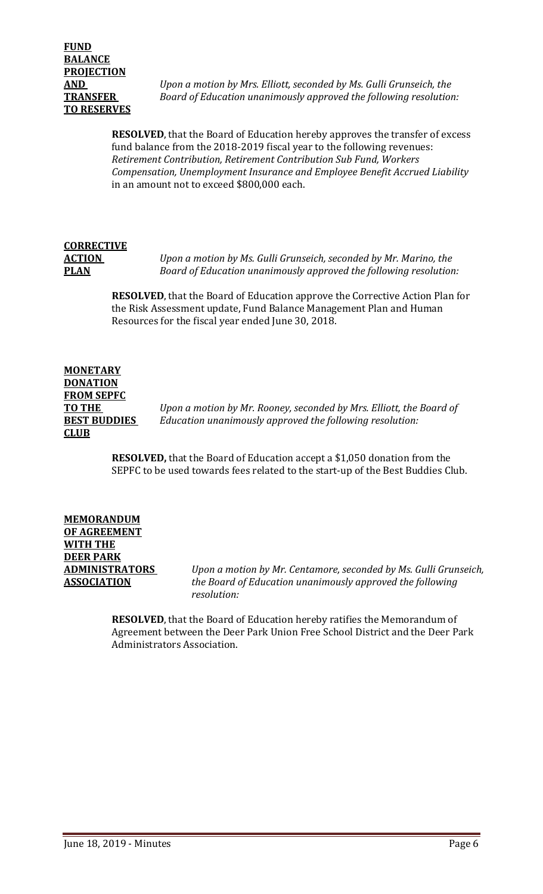**FUND BALANCE PROJECTION AND TRANSFER TO RESERVES**

*Upon a motion by Mrs. Elliott, seconded by Ms. Gulli Grunseich, the Board of Education unanimously approved the following resolution:*

**RESOLVED**, that the Board of Education hereby approves the transfer of excess fund balance from the 2018-2019 fiscal year to the following revenues: *Retirement Contribution, Retirement Contribution Sub Fund, Workers Compensation, Unemployment Insurance and Employee Benefit Accrued Liability* in an amount not to exceed $800,000 each.

**CORRECTIVE ACTION PLAN**

*Upon a motion by Ms. Gulli Grunseich, seconded by Mr. Marino, the Board of Education unanimously approved the following resolution:*

**RESOLVED**, that the Board of Education approve the Corrective Action Plan for the Risk Assessment update, Fund Balance Management Plan and Human Resources for the fiscal year ended June 30, 2018.

**MONETARY DONATION FROM SEPFC TO THE BEST BUDDIES CLUB**

*Upon a motion by Mr. Rooney, seconded by Mrs. Elliott, the Board of Education unanimously approved the following resolution:*

**RESOLVED,** that the Board of Education accept a $1,050 donation from the SEPFC to be used towards fees related to the start-up of the Best Buddies Club.

**MEMORANDUM OF AGREEMENT WITH THE DEER PARK ADMINISTRATORS ASSOCIATION**

*Upon a motion by Mr. Centamore, seconded by Ms. Gulli Grunseich, the Board of Education unanimously approved the following resolution:*

**RESOLVED**, that the Board of Education hereby ratifies the Memorandum of Agreement between the Deer Park Union Free School District and the Deer Park Administrators Association.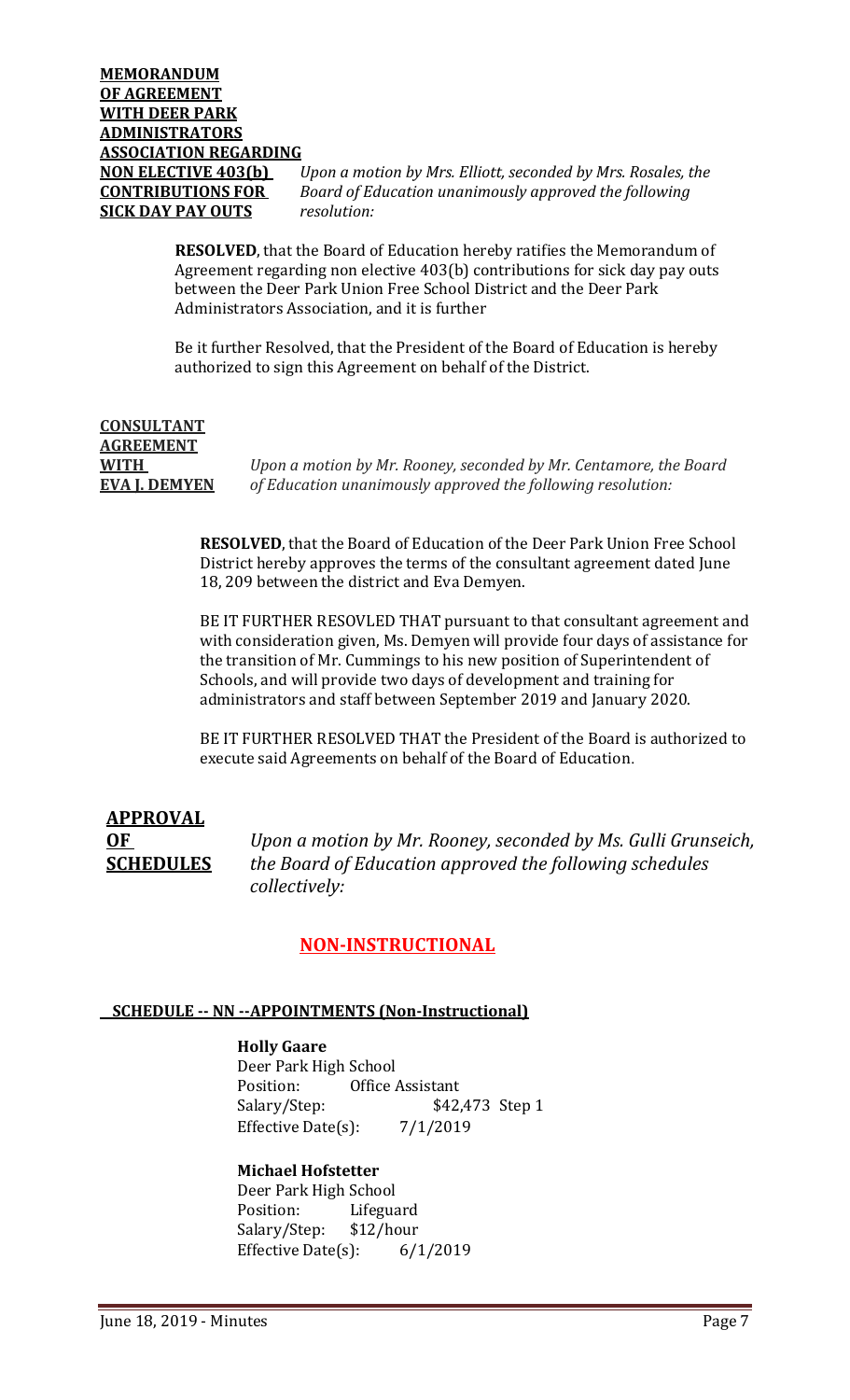**MEMORANDUM OF AGREEMENT WITH DEER PARK ADMINISTRATORS ASSOCIATION REGARDING NON ELECTIVE 403(b) CONTRIBUTIONS FOR SICK DAY PAY OUTS**

*Upon a motion by Mrs. Elliott, seconded by Mrs. Rosales, the Board of Education unanimously approved the following resolution:*

**RESOLVED**, that the Board of Education hereby ratifies the Memorandum of Agreement regarding non elective 403(b) contributions for sick day pay outs between the Deer Park Union Free School District and the Deer Park Administrators Association, and it is further

Be it further Resolved, that the President of the Board of Education is hereby authorized to sign this Agreement on behalf of the District.

**CONSULTANT AGREEMENT WITH EVA J. DEMYEN**

*Upon a motion by Mr. Rooney, seconded by Mr. Centamore, the Board of Education unanimously approved the following resolution:*

**RESOLVED**, that the Board of Education of the Deer Park Union Free School District hereby approves the terms of the consultant agreement dated June 18, 209 between the district and Eva Demyen.

BE IT FURTHER RESOVLED THAT pursuant to that consultant agreement and with consideration given, Ms. Demyen will provide four days of assistance for the transition of Mr. Cummings to his new position of Superintendent of Schools, and will provide two days of development and training for administrators and staff between September 2019 and January 2020.

BE IT FURTHER RESOLVED THAT the President of the Board is authorized to execute said Agreements on behalf of the Board of Education.

## APPROVAL OF SCHEDULES

*Upon a motion by Mr. Rooney, seconded by Ms. Gulli Grunseich, the Board of Education approved the following schedules collectively:*

## NON-INSTRUCTIONAL

### SCHEDULE -- NN --APPOINTMENTS (Non-Instructional)

**Holly Gaare**
Deer Park High School
Position: Office Assistant
Salary/Step: $42,473 Step 1
Effective Date(s): 7/1/2019

**Michael Hofstetter**
Deer Park High School
Position: Lifeguard
Salary/Step: $12/hour
Effective Date(s): 6/1/2019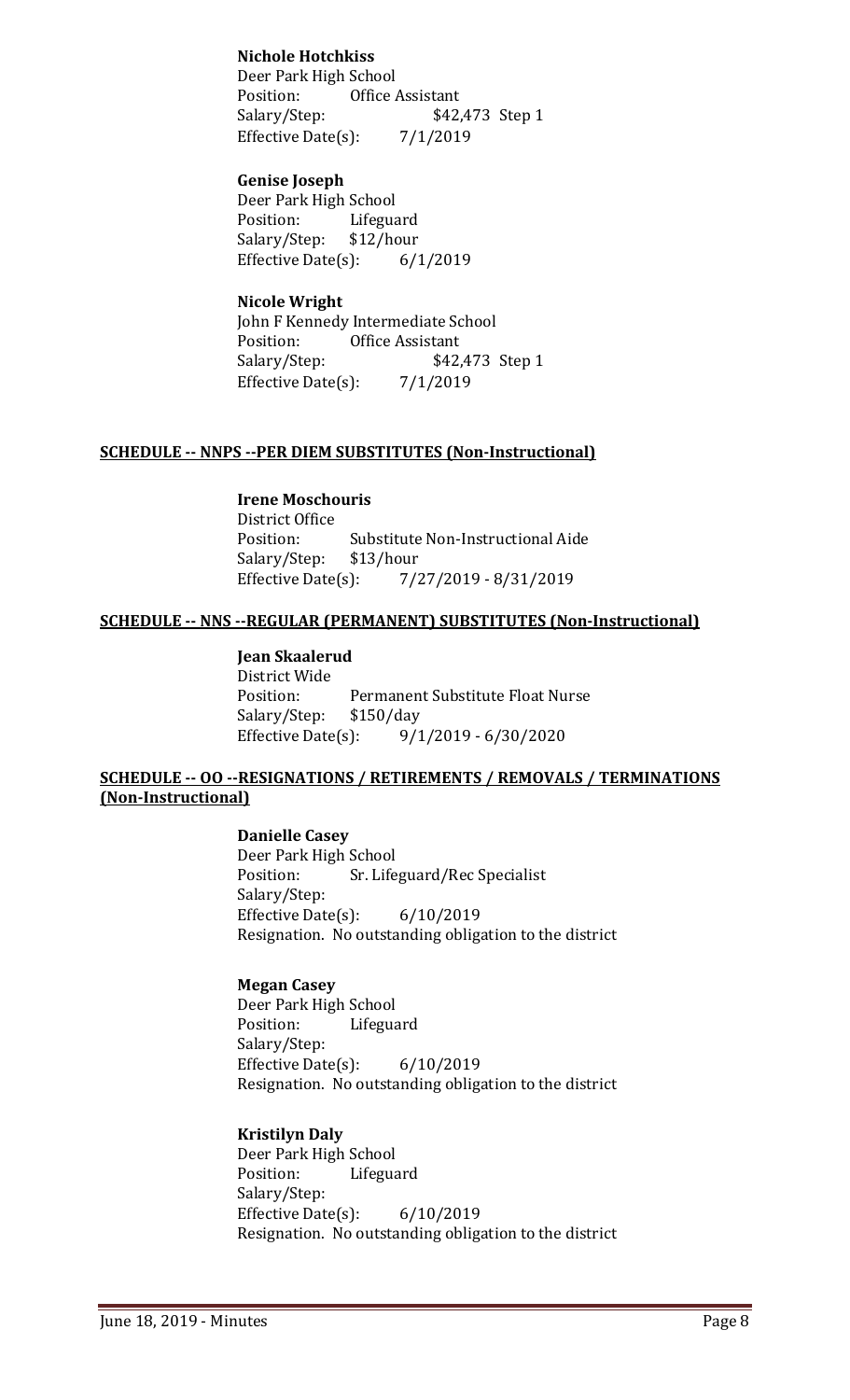**Nichole Hotchkiss**
Deer Park High School
Position: Office Assistant
Salary/Step: $42,473 Step 1
Effective Date(s): 7/1/2019

**Genise Joseph**
Deer Park High School
Position: Lifeguard
Salary/Step: $12/hour
Effective Date(s): 6/1/2019

**Nicole Wright**
John F Kennedy Intermediate School
Position: Office Assistant
Salary/Step: $42,473 Step 1
Effective Date(s): 7/1/2019

**SCHEDULE -- NNPS --PER DIEM SUBSTITUTES (Non-Instructional)**

**Irene Moschouris**
District Office
Position: Substitute Non-Instructional Aide
Salary/Step: $13/hour
Effective Date(s): 7/27/2019 - 8/31/2019

**SCHEDULE -- NNS --REGULAR (PERMANENT) SUBSTITUTES (Non-Instructional)**

**Jean Skaalerud**
District Wide
Position: Permanent Substitute Float Nurse
Salary/Step: $150/day
Effective Date(s): 9/1/2019 - 6/30/2020

**SCHEDULE -- OO --RESIGNATIONS / RETIREMENTS / REMOVALS / TERMINATIONS (Non-Instructional)**

**Danielle Casey**
Deer Park High School
Position: Sr. Lifeguard/Rec Specialist
Salary/Step:
Effective Date(s): 6/10/2019
Resignation. No outstanding obligation to the district

**Megan Casey**
Deer Park High School
Position: Lifeguard
Salary/Step:
Effective Date(s): 6/10/2019
Resignation. No outstanding obligation to the district

**Kristilyn Daly**
Deer Park High School
Position: Lifeguard
Salary/Step:
Effective Date(s): 6/10/2019
Resignation. No outstanding obligation to the district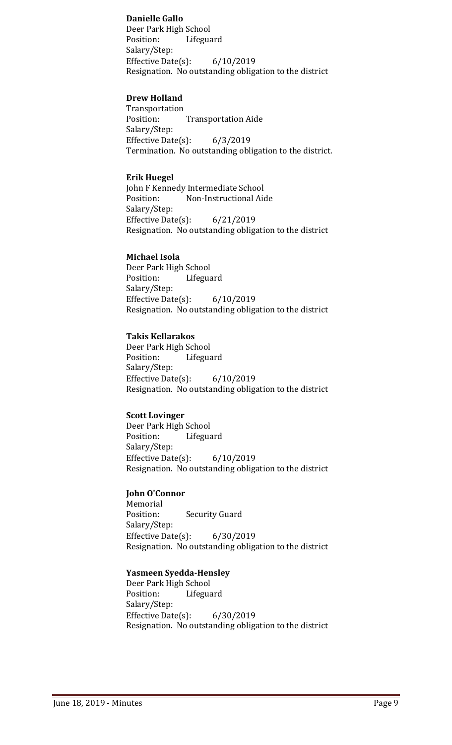**Danielle Gallo**
Deer Park High School
Position: Lifeguard
Salary/Step:
Effective Date(s): 6/10/2019
Resignation. No outstanding obligation to the district

**Drew Holland**
Transportation
Position: Transportation Aide
Salary/Step:
Effective Date(s): 6/3/2019
Termination. No outstanding obligation to the district.

**Erik Huegel**
John F Kennedy Intermediate School
Position: Non-Instructional Aide
Salary/Step:
Effective Date(s): 6/21/2019
Resignation. No outstanding obligation to the district

**Michael Isola**
Deer Park High School
Position: Lifeguard
Salary/Step:
Effective Date(s): 6/10/2019
Resignation. No outstanding obligation to the district

**Takis Kellarakos**
Deer Park High School
Position: Lifeguard
Salary/Step:
Effective Date(s): 6/10/2019
Resignation. No outstanding obligation to the district

**Scott Lovinger**
Deer Park High School
Position: Lifeguard
Salary/Step:
Effective Date(s): 6/10/2019
Resignation. No outstanding obligation to the district

**John O'Connor**
Memorial
Position: Security Guard
Salary/Step:
Effective Date(s): 6/30/2019
Resignation. No outstanding obligation to the district

**Yasmeen Syedda-Hensley**
Deer Park High School
Position: Lifeguard
Salary/Step:
Effective Date(s): 6/30/2019
Resignation. No outstanding obligation to the district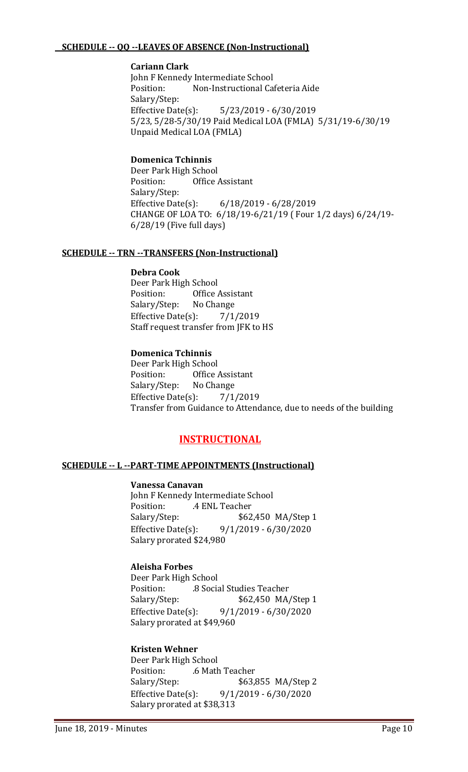**SCHEDULE -- QQ --LEAVES OF ABSENCE (Non-Instructional)**

**Cariann Clark**
John F Kennedy Intermediate School
Position: Non-Instructional Cafeteria Aide
Salary/Step:
Effective Date(s): 5/23/2019 - 6/30/2019
5/23, 5/28-5/30/19 Paid Medical LOA (FMLA) 5/31/19-6/30/19 Unpaid Medical LOA (FMLA)

**Domenica Tchinnis**
Deer Park High School
Position: Office Assistant
Salary/Step:
Effective Date(s): 6/18/2019 - 6/28/2019
CHANGE OF LOA TO: 6/18/19-6/21/19 ( Four 1/2 days) 6/24/19-6/28/19 (Five full days)

**SCHEDULE -- TRN --TRANSFERS (Non-Instructional)**

**Debra Cook**
Deer Park High School
Position: Office Assistant
Salary/Step: No Change
Effective Date(s): 7/1/2019
Staff request transfer from JFK to HS

**Domenica Tchinnis**
Deer Park High School
Position: Office Assistant
Salary/Step: No Change
Effective Date(s): 7/1/2019
Transfer from Guidance to Attendance, due to needs of the building

## INSTRUCTIONAL

**SCHEDULE -- L --PART-TIME APPOINTMENTS (Instructional)**

**Vanessa Canavan**
John F Kennedy Intermediate School
Position: .4 ENL Teacher
Salary/Step: $62,450 MA/Step 1
Effective Date(s): 9/1/2019 - 6/30/2020
Salary prorated $24,980

**Aleisha Forbes**
Deer Park High School
Position: .8 Social Studies Teacher
Salary/Step: $62,450 MA/Step 1
Effective Date(s): 9/1/2019 - 6/30/2020
Salary prorated at $49,960

**Kristen Wehner**
Deer Park High School
Position: .6 Math Teacher
Salary/Step: $63,855 MA/Step 2
Effective Date(s): 9/1/2019 - 6/30/2020
Salary prorated at $38,313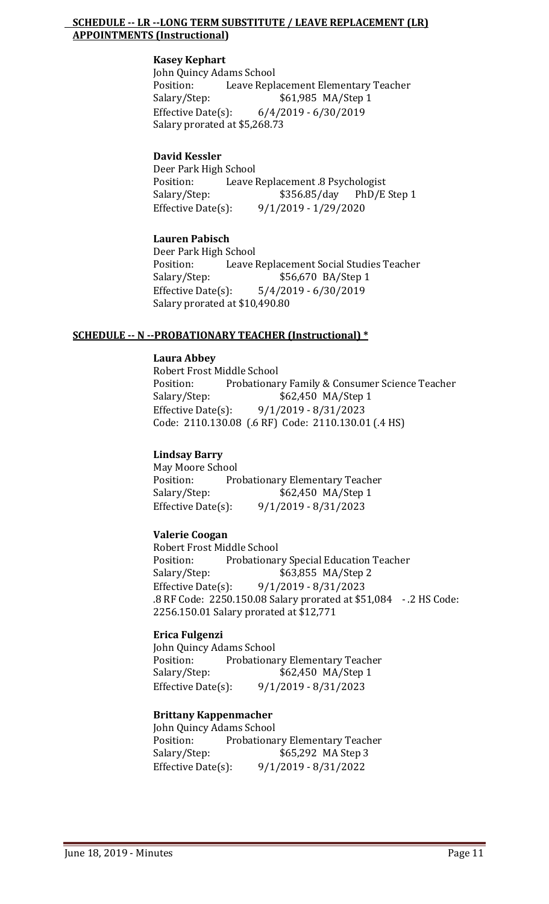**SCHEDULE -- LR --LONG TERM SUBSTITUTE / LEAVE REPLACEMENT (LR) APPOINTMENTS (Instructional)**

**Kasey Kephart**
John Quincy Adams School
Position: Leave Replacement Elementary Teacher
Salary/Step: $61,985 MA/Step 1
Effective Date(s): 6/4/2019 - 6/30/2019
Salary prorated at $5,268.73

**David Kessler**
Deer Park High School
Position: Leave Replacement .8 Psychologist
Salary/Step: $356.85/day PhD/E Step 1
Effective Date(s): 9/1/2019 - 1/29/2020

**Lauren Pabisch**
Deer Park High School
Position: Leave Replacement Social Studies Teacher
Salary/Step: $56,670 BA/Step 1
Effective Date(s): 5/4/2019 - 6/30/2019
Salary prorated at $10,490.80

**SCHEDULE -- N --PROBATIONARY TEACHER (Instructional) ***

**Laura Abbey**
Robert Frost Middle School
Position: Probationary Family & Consumer Science Teacher
Salary/Step: $62,450 MA/Step 1
Effective Date(s): 9/1/2019 - 8/31/2023
Code: 2110.130.08 (.6 RF) Code: 2110.130.01 (.4 HS)

**Lindsay Barry**
May Moore School
Position: Probationary Elementary Teacher
Salary/Step: $62,450 MA/Step 1
Effective Date(s): 9/1/2019 - 8/31/2023

**Valerie Coogan**
Robert Frost Middle School
Position: Probationary Special Education Teacher
Salary/Step: $63,855 MA/Step 2
Effective Date(s): 9/1/2019 - 8/31/2023
.8 RF Code: 2250.150.08 Salary prorated at $51,084 - .2 HS Code: 2256.150.01 Salary prorated at $12,771

**Erica Fulgenzi**
John Quincy Adams School
Position: Probationary Elementary Teacher
Salary/Step: $62,450 MA/Step 1
Effective Date(s): 9/1/2019 - 8/31/2023

**Brittany Kappenmacher**
John Quincy Adams School
Position: Probationary Elementary Teacher
Salary/Step: $65,292 MA Step 3
Effective Date(s): 9/1/2019 - 8/31/2022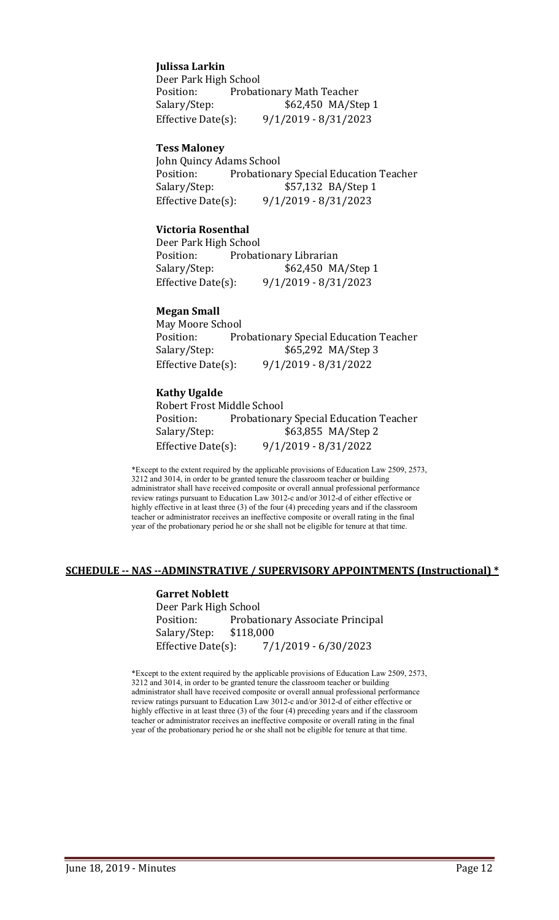**Julissa Larkin**
Deer Park High School
Position: Probationary Math Teacher
Salary/Step: $62,450 MA/Step 1
Effective Date(s): 9/1/2019 - 8/31/2023

**Tess Maloney**
John Quincy Adams School
Position: Probationary Special Education Teacher
Salary/Step: $57,132 BA/Step 1
Effective Date(s): 9/1/2019 - 8/31/2023

**Victoria Rosenthal**
Deer Park High School
Position: Probationary Librarian
Salary/Step: $62,450 MA/Step 1
Effective Date(s): 9/1/2019 - 8/31/2023

**Megan Small**
May Moore School
Position: Probationary Special Education Teacher
Salary/Step: $65,292 MA/Step 3
Effective Date(s): 9/1/2019 - 8/31/2022

**Kathy Ugalde**
Robert Frost Middle School
Position: Probationary Special Education Teacher
Salary/Step: $63,855 MA/Step 2
Effective Date(s): 9/1/2019 - 8/31/2022

*Except to the extent required by the applicable provisions of Education Law 2509, 2573, 3212 and 3014, in order to be granted tenure the classroom teacher or building administrator shall have received composite or overall annual professional performance review ratings pursuant to Education Law 3012-c and/or 3012-d of either effective or highly effective in at least three (3) of the four (4) preceding years and if the classroom teacher or administrator receives an ineffective composite or overall rating in the final year of the probationary period he or she shall not be eligible for tenure at that time.

## SCHEDULE -- NAS --ADMINSTRATIVE / SUPERVISORY APPOINTMENTS (Instructional) *

**Garret Noblett**
Deer Park High School
Position: Probationary Associate Principal
Salary/Step: $118,000
Effective Date(s): 7/1/2019 - 6/30/2023

*Except to the extent required by the applicable provisions of Education Law 2509, 2573, 3212 and 3014, in order to be granted tenure the classroom teacher or building administrator shall have received composite or overall annual professional performance review ratings pursuant to Education Law 3012-c and/or 3012-d of either effective or highly effective in at least three (3) of the four (4) preceding years and if the classroom teacher or administrator receives an ineffective composite or overall rating in the final year of the probationary period he or she shall not be eligible for tenure at that time.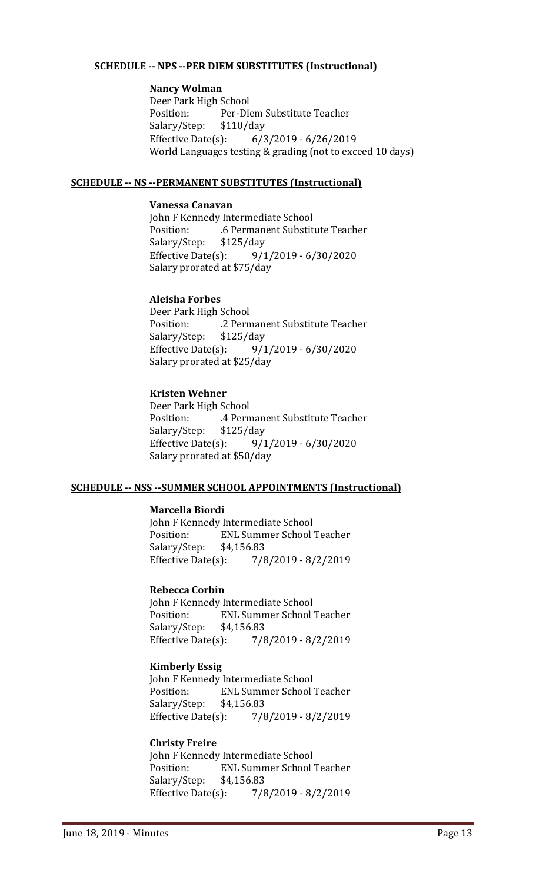**SCHEDULE -- NPS --PER DIEM SUBSTITUTES (Instructional)**

**Nancy Wolman**
Deer Park High School
Position: Per-Diem Substitute Teacher
Salary/Step: $110/day
Effective Date(s): 6/3/2019 - 6/26/2019
World Languages testing & grading (not to exceed 10 days)

**SCHEDULE -- NS --PERMANENT SUBSTITUTES (Instructional)**

**Vanessa Canavan**
John F Kennedy Intermediate School
Position: .6 Permanent Substitute Teacher
Salary/Step: $125/day
Effective Date(s): 9/1/2019 - 6/30/2020
Salary prorated at $75/day

**Aleisha Forbes**
Deer Park High School
Position: .2 Permanent Substitute Teacher
Salary/Step: $125/day
Effective Date(s): 9/1/2019 - 6/30/2020
Salary prorated at $25/day

**Kristen Wehner**
Deer Park High School
Position: .4 Permanent Substitute Teacher
Salary/Step: $125/day
Effective Date(s): 9/1/2019 - 6/30/2020
Salary prorated at $50/day

**SCHEDULE -- NSS --SUMMER SCHOOL APPOINTMENTS (Instructional)**

**Marcella Biordi**
John F Kennedy Intermediate School
Position: ENL Summer School Teacher
Salary/Step: $4,156.83
Effective Date(s): 7/8/2019 - 8/2/2019

**Rebecca Corbin**
John F Kennedy Intermediate School
Position: ENL Summer School Teacher
Salary/Step: $4,156.83
Effective Date(s): 7/8/2019 - 8/2/2019

**Kimberly Essig**
John F Kennedy Intermediate School
Position: ENL Summer School Teacher
Salary/Step: $4,156.83
Effective Date(s): 7/8/2019 - 8/2/2019

**Christy Freire**
John F Kennedy Intermediate School
Position: ENL Summer School Teacher
Salary/Step: $4,156.83
Effective Date(s): 7/8/2019 - 8/2/2019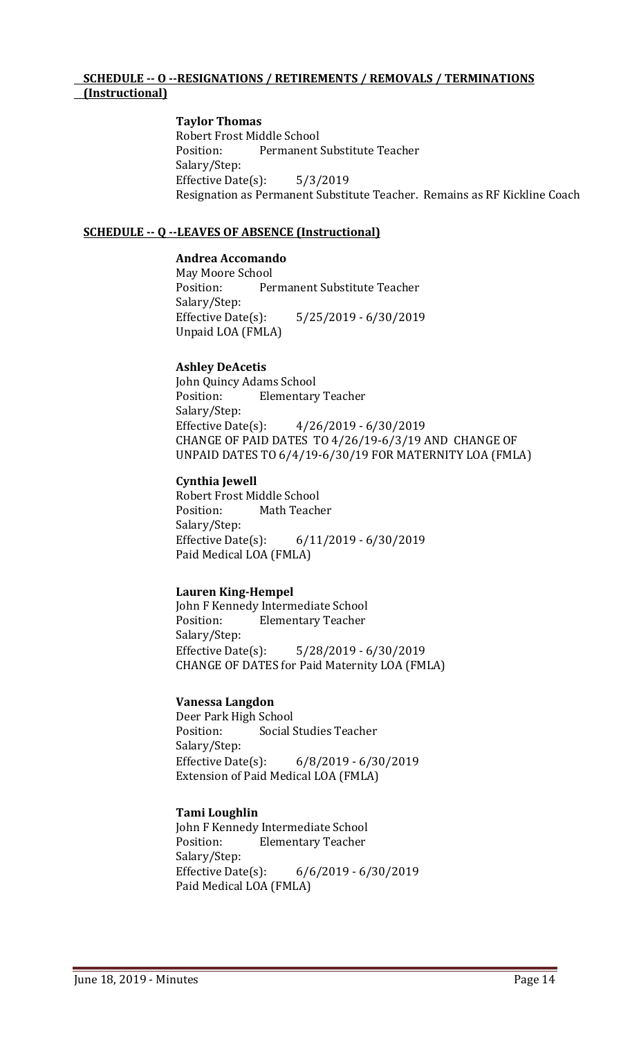**SCHEDULE -- O --RESIGNATIONS / RETIREMENTS / REMOVALS / TERMINATIONS (Instructional)**

**Taylor Thomas**
Robert Frost Middle School
Position: Permanent Substitute Teacher
Salary/Step:
Effective Date(s): 5/3/2019
Resignation as Permanent Substitute Teacher. Remains as RF Kickline Coach

**SCHEDULE -- Q --LEAVES OF ABSENCE (Instructional)**

**Andrea Accomando**
May Moore School
Position: Permanent Substitute Teacher
Salary/Step:
Effective Date(s): 5/25/2019 - 6/30/2019
Unpaid LOA (FMLA)

**Ashley DeAcetis**
John Quincy Adams School
Position: Elementary Teacher
Salary/Step:
Effective Date(s): 4/26/2019 - 6/30/2019
CHANGE OF PAID DATES TO 4/26/19-6/3/19 AND CHANGE OF UNPAID DATES TO 6/4/19-6/30/19 FOR MATERNITY LOA (FMLA)

**Cynthia Jewell**
Robert Frost Middle School
Position: Math Teacher
Salary/Step:
Effective Date(s): 6/11/2019 - 6/30/2019
Paid Medical LOA (FMLA)

**Lauren King-Hempel**
John F Kennedy Intermediate School
Position: Elementary Teacher
Salary/Step:
Effective Date(s): 5/28/2019 - 6/30/2019
CHANGE OF DATES for Paid Maternity LOA (FMLA)

**Vanessa Langdon**
Deer Park High School
Position: Social Studies Teacher
Salary/Step:
Effective Date(s): 6/8/2019 - 6/30/2019
Extension of Paid Medical LOA (FMLA)

**Tami Loughlin**
John F Kennedy Intermediate School
Position: Elementary Teacher
Salary/Step:
Effective Date(s): 6/6/2019 - 6/30/2019
Paid Medical LOA (FMLA)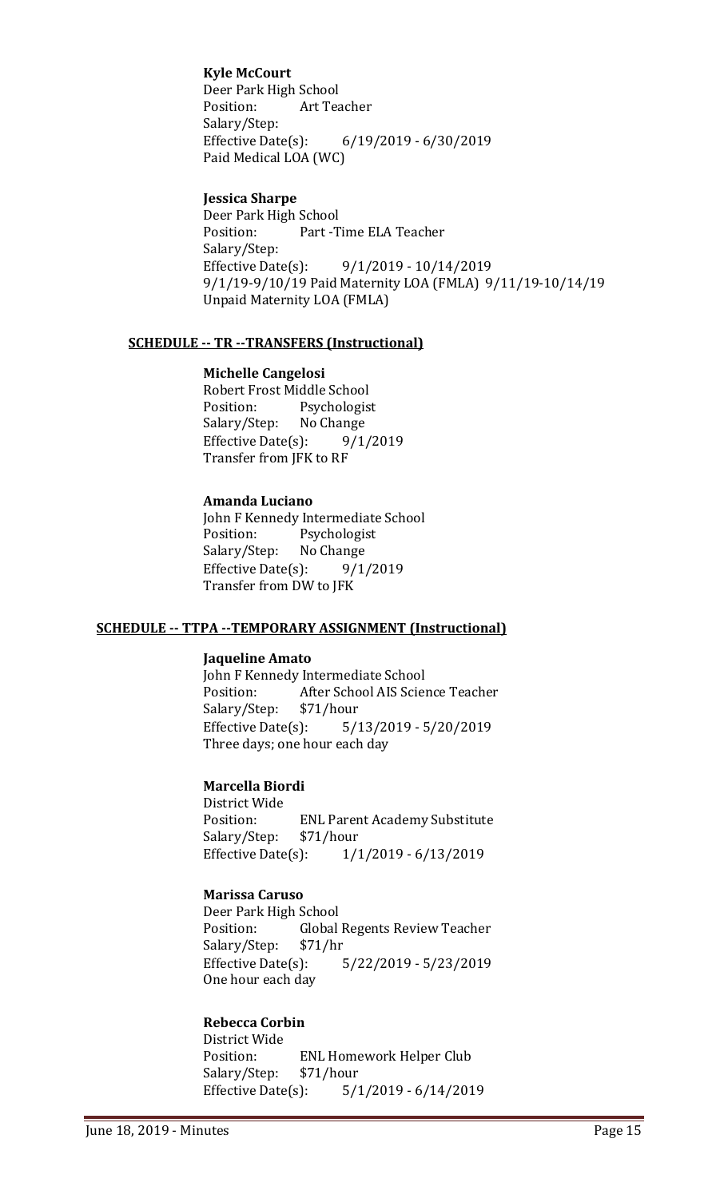**Kyle McCourt**
Deer Park High School
Position: Art Teacher
Salary/Step:
Effective Date(s): 6/19/2019 - 6/30/2019
Paid Medical LOA (WC)

**Jessica Sharpe**
Deer Park High School
Position: Part -Time ELA Teacher
Salary/Step:
Effective Date(s): 9/1/2019 - 10/14/2019
9/1/19-9/10/19 Paid Maternity LOA (FMLA) 9/11/19-10/14/19 Unpaid Maternity LOA (FMLA)

**SCHEDULE -- TR --TRANSFERS (Instructional)**

**Michelle Cangelosi**
Robert Frost Middle School
Position: Psychologist
Salary/Step: No Change
Effective Date(s): 9/1/2019
Transfer from JFK to RF

**Amanda Luciano**
John F Kennedy Intermediate School
Position: Psychologist
Salary/Step: No Change
Effective Date(s): 9/1/2019
Transfer from DW to JFK

**SCHEDULE -- TTPA --TEMPORARY ASSIGNMENT (Instructional)**

**Jaqueline Amato**
John F Kennedy Intermediate School
Position: After School AIS Science Teacher
Salary/Step: $71/hour
Effective Date(s): 5/13/2019 - 5/20/2019
Three days; one hour each day

**Marcella Biordi**
District Wide
Position: ENL Parent Academy Substitute
Salary/Step: $71/hour
Effective Date(s): 1/1/2019 - 6/13/2019

**Marissa Caruso**
Deer Park High School
Position: Global Regents Review Teacher
Salary/Step: $71/hr
Effective Date(s): 5/22/2019 - 5/23/2019
One hour each day

**Rebecca Corbin**
District Wide
Position: ENL Homework Helper Club
Salary/Step: $71/hour
Effective Date(s): 5/1/2019 - 6/14/2019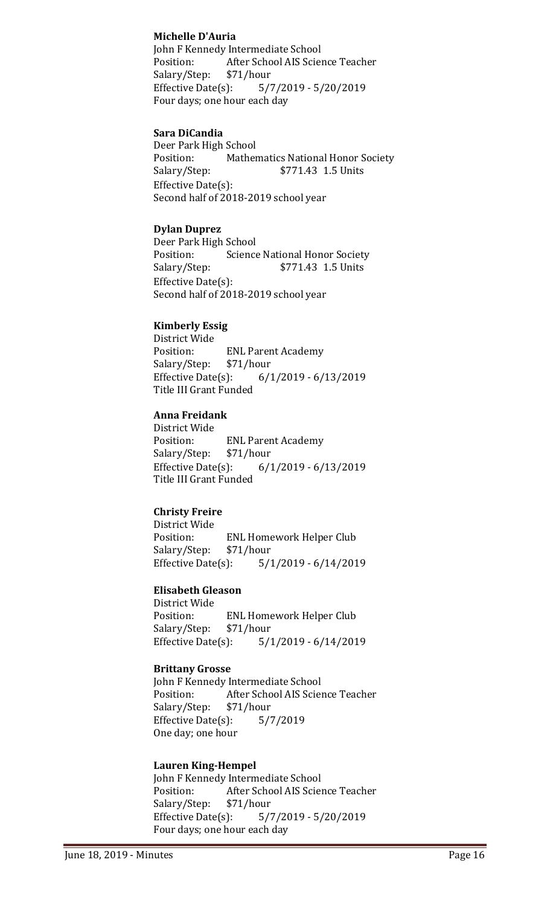**Michelle D'Auria**
John F Kennedy Intermediate School
Position: After School AIS Science Teacher
Salary/Step: $71/hour
Effective Date(s): 5/7/2019 - 5/20/2019
Four days; one hour each day

**Sara DiCandia**
Deer Park High School
Position: Mathematics National Honor Society
Salary/Step: $771.43 1.5 Units
Effective Date(s):
Second half of 2018-2019 school year

**Dylan Duprez**
Deer Park High School
Position: Science National Honor Society
Salary/Step: $771.43 1.5 Units
Effective Date(s):
Second half of 2018-2019 school year

**Kimberly Essig**
District Wide
Position: ENL Parent Academy
Salary/Step: $71/hour
Effective Date(s): 6/1/2019 - 6/13/2019
Title III Grant Funded

**Anna Freidank**
District Wide
Position: ENL Parent Academy
Salary/Step: $71/hour
Effective Date(s): 6/1/2019 - 6/13/2019
Title III Grant Funded

**Christy Freire**
District Wide
Position: ENL Homework Helper Club
Salary/Step: $71/hour
Effective Date(s): 5/1/2019 - 6/14/2019

**Elisabeth Gleason**
District Wide
Position: ENL Homework Helper Club
Salary/Step: $71/hour
Effective Date(s): 5/1/2019 - 6/14/2019

**Brittany Grosse**
John F Kennedy Intermediate School
Position: After School AIS Science Teacher
Salary/Step: $71/hour
Effective Date(s): 5/7/2019
One day; one hour

**Lauren King-Hempel**
John F Kennedy Intermediate School
Position: After School AIS Science Teacher
Salary/Step: $71/hour
Effective Date(s): 5/7/2019 - 5/20/2019
Four days; one hour each day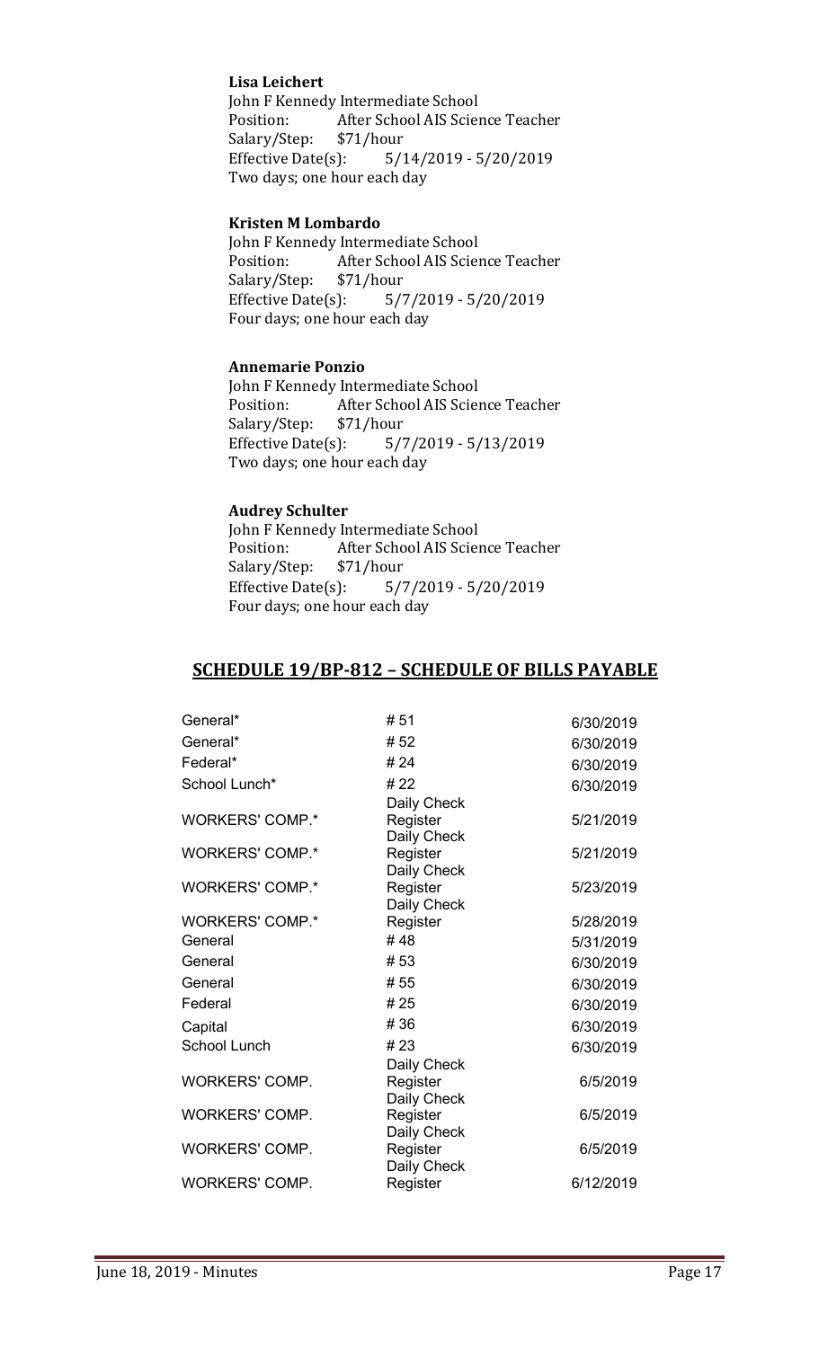**Lisa Leichert**
John F Kennedy Intermediate School
Position: After School AIS Science Teacher
Salary/Step: $71/hour
Effective Date(s): 5/14/2019 - 5/20/2019
Two days; one hour each day

**Kristen M Lombardo**
John F Kennedy Intermediate School
Position: After School AIS Science Teacher
Salary/Step: $71/hour
Effective Date(s): 5/7/2019 - 5/20/2019
Four days; one hour each day

**Annemarie Ponzio**
John F Kennedy Intermediate School
Position: After School AIS Science Teacher
Salary/Step: $71/hour
Effective Date(s): 5/7/2019 - 5/13/2019
Two days; one hour each day

**Audrey Schulter**
John F Kennedy Intermediate School
Position: After School AIS Science Teacher
Salary/Step: $71/hour
Effective Date(s): 5/7/2019 - 5/20/2019
Four days; one hour each day

## SCHEDULE 19/BP-812 – SCHEDULE OF BILLS PAYABLE

| | | |
|---|---|---|
| General* | # 51 | 6/30/2019 |
| General* | # 52 | 6/30/2019 |
| Federal* | # 24 | 6/30/2019 |
| School Lunch* | # 22 | 6/30/2019 |
| WORKERS' COMP.* | Daily Check Register | 5/21/2019 |
| WORKERS' COMP.* | Daily Check Register | 5/21/2019 |
| WORKERS' COMP.* | Daily Check Register | 5/23/2019 |
| WORKERS' COMP.* | Daily Check Register | 5/28/2019 |
| General | # 48 | 5/31/2019 |
| General | # 53 | 6/30/2019 |
| General | # 55 | 6/30/2019 |
| Federal | # 25 | 6/30/2019 |
| Capital | # 36 | 6/30/2019 |
| School Lunch | # 23 | 6/30/2019 |
| WORKERS' COMP. | Daily Check Register | 6/5/2019 |
| WORKERS' COMP. | Daily Check Register | 6/5/2019 |
| WORKERS' COMP. | Daily Check Register | 6/5/2019 |
| WORKERS' COMP. | Daily Check Register | 6/12/2019 |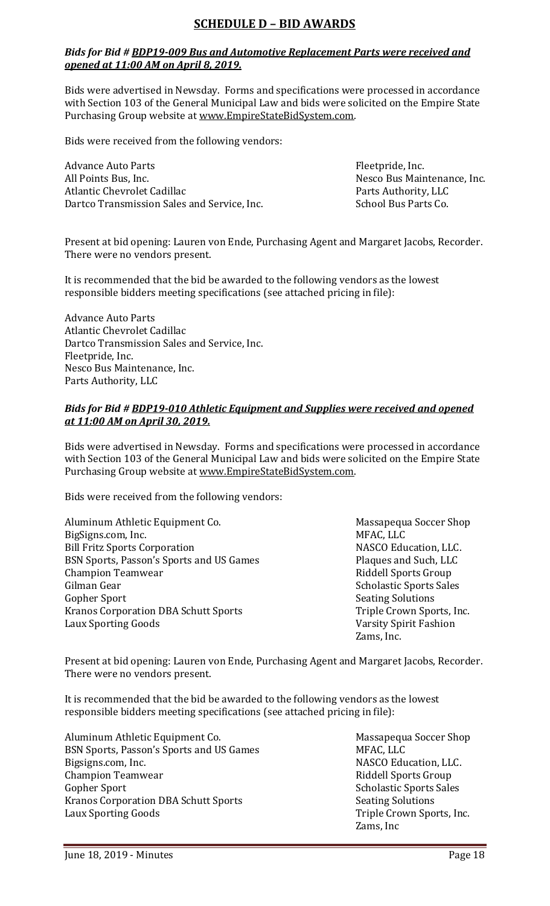## SCHEDULE D – BID AWARDS

***Bids for Bid # BDP19-009 Bus and Automotive Replacement Parts were received and opened at 11:00 AM on April 8, 2019.***

Bids were advertised in Newsday. Forms and specifications were processed in accordance with Section 103 of the General Municipal Law and bids were solicited on the Empire State Purchasing Group website at www.EmpireStateBidSystem.com.

Bids were received from the following vendors:

Advance Auto Parts
All Points Bus, Inc.
Atlantic Chevrolet Cadillac
Dartco Transmission Sales and Service, Inc.
Fleetpride, Inc.
Nesco Bus Maintenance, Inc.
Parts Authority, LLC
School Bus Parts Co.

Present at bid opening: Lauren von Ende, Purchasing Agent and Margaret Jacobs, Recorder. There were no vendors present.

It is recommended that the bid be awarded to the following vendors as the lowest responsible bidders meeting specifications (see attached pricing in file):

Advance Auto Parts
Atlantic Chevrolet Cadillac
Dartco Transmission Sales and Service, Inc.
Fleetpride, Inc.
Nesco Bus Maintenance, Inc.
Parts Authority, LLC

***Bids for Bid # BDP19-010 Athletic Equipment and Supplies were received and opened at 11:00 AM on April 30, 2019.***

Bids were advertised in Newsday. Forms and specifications were processed in accordance with Section 103 of the General Municipal Law and bids were solicited on the Empire State Purchasing Group website at www.EmpireStateBidSystem.com.

Bids were received from the following vendors:

Aluminum Athletic Equipment Co.
BigSigns.com, Inc.
Bill Fritz Sports Corporation
BSN Sports, Passon's Sports and US Games
Champion Teamwear
Gilman Gear
Gopher Sport
Kranos Corporation DBA Schutt Sports
Laux Sporting Goods
Massapequa Soccer Shop
MFAC, LLC
NASCO Education, LLC.
Plaques and Such, LLC
Riddell Sports Group
Scholastic Sports Sales
Seating Solutions
Triple Crown Sports, Inc.
Varsity Spirit Fashion
Zams, Inc.

Present at bid opening: Lauren von Ende, Purchasing Agent and Margaret Jacobs, Recorder. There were no vendors present.

It is recommended that the bid be awarded to the following vendors as the lowest responsible bidders meeting specifications (see attached pricing in file):

Aluminum Athletic Equipment Co.
BSN Sports, Passon's Sports and US Games
Bigsigns.com, Inc.
Champion Teamwear
Gopher Sport
Kranos Corporation DBA Schutt Sports
Laux Sporting Goods
Massapequa Soccer Shop
MFAC, LLC
NASCO Education, LLC.
Riddell Sports Group
Scholastic Sports Sales
Seating Solutions
Triple Crown Sports, Inc.
Zams, Inc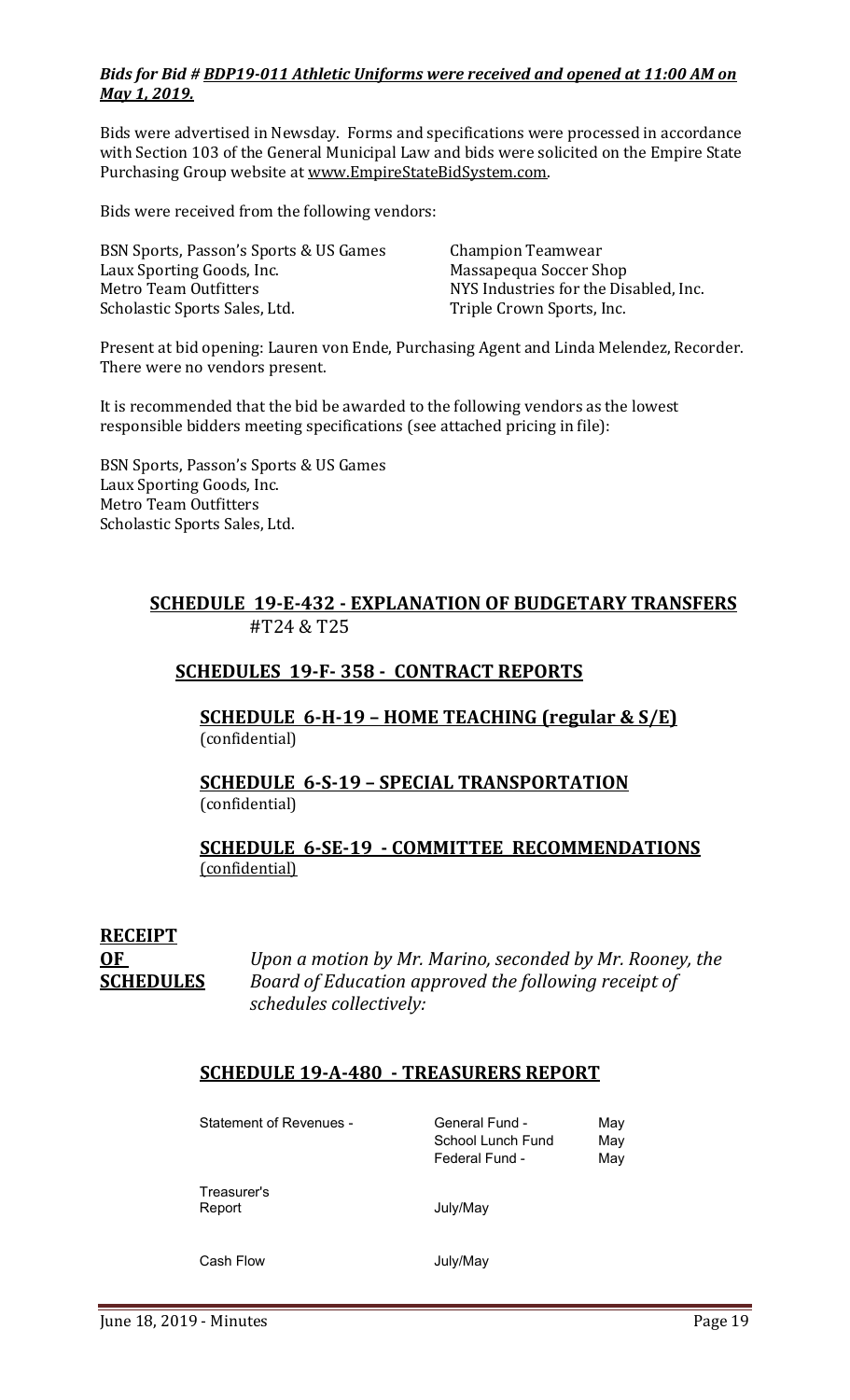***Bids for Bid # BDP19-011 Athletic Uniforms were received and opened at 11:00 AM on May 1, 2019.***

Bids were advertised in Newsday. Forms and specifications were processed in accordance with Section 103 of the General Municipal Law and bids were solicited on the Empire State Purchasing Group website at www.EmpireStateBidSystem.com.

Bids were received from the following vendors:

BSN Sports, Passon's Sports & US Games
Laux Sporting Goods, Inc.
Metro Team Outfitters
Scholastic Sports Sales, Ltd.
Champion Teamwear
Massapequa Soccer Shop
NYS Industries for the Disabled, Inc.
Triple Crown Sports, Inc.

Present at bid opening: Lauren von Ende, Purchasing Agent and Linda Melendez, Recorder. There were no vendors present.

It is recommended that the bid be awarded to the following vendors as the lowest responsible bidders meeting specifications (see attached pricing in file):

BSN Sports, Passon's Sports & US Games
Laux Sporting Goods, Inc.
Metro Team Outfitters
Scholastic Sports Sales, Ltd.

## SCHEDULE 19-E-432 - EXPLANATION OF BUDGETARY TRANSFERS
#T24 & T25

## SCHEDULES 19-F- 358 - CONTRACT REPORTS

### SCHEDULE 6-H-19 – HOME TEACHING (regular & S/E)
(confidential)

### SCHEDULE 6-S-19 – SPECIAL TRANSPORTATION
(confidential)

### SCHEDULE 6-SE-19 - COMMITTEE RECOMMENDATIONS
(confidential)

**RECEIPT OF SCHEDULES**

*Upon a motion by Mr. Marino, seconded by Mr. Rooney, the Board of Education approved the following receipt of schedules collectively:*

## SCHEDULE 19-A-480 - TREASURERS REPORT

| | | |
|---|---|---|
| Statement of Revenues - | General Fund - | May |
| | School Lunch Fund | May |
| | Federal Fund - | May |
| Treasurer's Report | July/May | |
| Cash Flow | July/May | |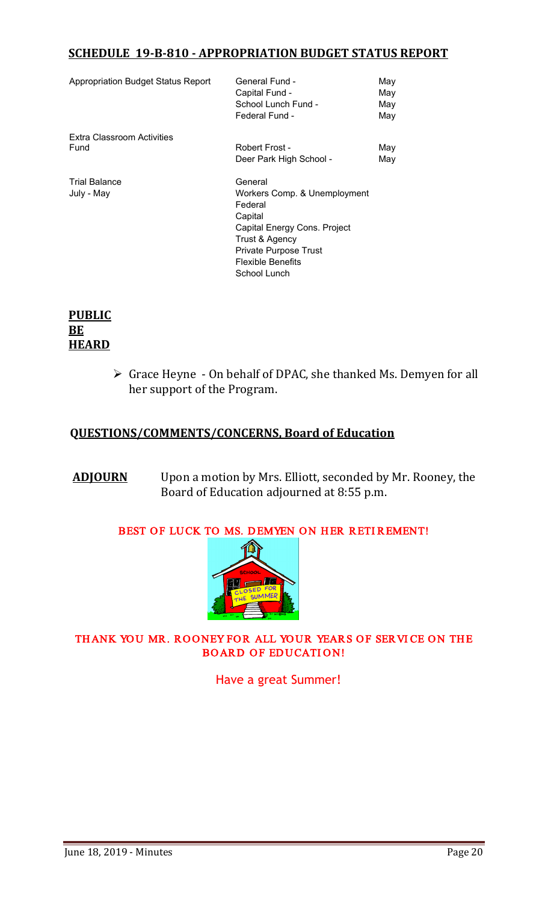## SCHEDULE 19-B-810 - APPROPRIATION BUDGET STATUS REPORT

| | | |
|---|---|---|
| Appropriation Budget Status Report | General Fund - | May |
| | Capital Fund - | May |
| | School Lunch Fund - | May |
| | Federal Fund - | May |
| Extra Classroom Activities Fund | Robert Frost - | May |
| | Deer Park High School - | May |
| Trial Balance July - May | General | |
| | Workers Comp. & Unemployment | |
| | Federal | |
| | Capital | |
| | Capital Energy Cons. Project | |
| | Trust & Agency | |
| | Private Purpose Trust | |
| | Flexible Benefits | |
| | School Lunch | |

## PUBLIC BE HEARD

- Grace Heyne - On behalf of DPAC, she thanked Ms. Demyen for all her support of the Program.

## QUESTIONS/COMMENTS/CONCERNS, Board of Education

**ADJOURN** Upon a motion by Mrs. Elliott, seconded by Mr. Rooney, the Board of Education adjourned at 8:55 p.m.

BEST OF LUCK TO MS. DEMYEN ON HER RETIREMENT!

THANK YOU MR. ROONEY FOR ALL YOUR YEARS OF SERVICE ON THE BOARD OF EDUCATION!

Have a great Summer!